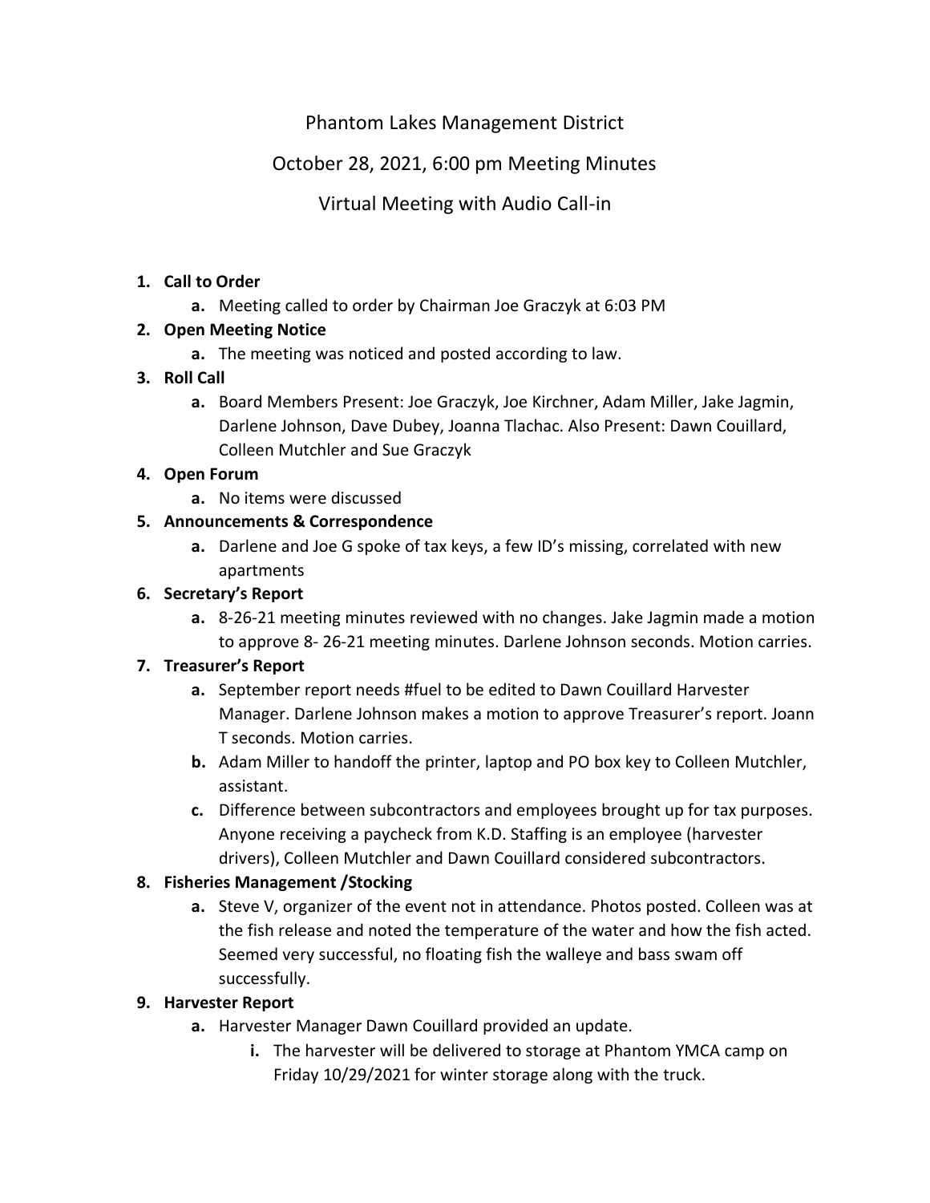# Phantom Lakes Management District

## October 28, 2021, 6:00 pm Meeting Minutes

## Virtual Meeting with Audio Call-in

1. **Call to Order**
    a. Meeting called to order by Chairman Joe Graczyk at 6:03 PM
2. **Open Meeting Notice**
    a. The meeting was noticed and posted according to law.
3. **Roll Call**
    a. Board Members Present: Joe Graczyk, Joe Kirchner, Adam Miller, Jake Jagmin, Darlene Johnson, Dave Dubey, Joanna Tlachac. Also Present: Dawn Couillard, Colleen Mutchler and Sue Graczyk
4. **Open Forum**
    a. No items were discussed
5. **Announcements & Correspondence**
    a. Darlene and Joe G spoke of tax keys, a few ID's missing, correlated with new apartments
6. **Secretary's Report**
    a. 8-26-21 meeting minutes reviewed with no changes. Jake Jagmin made a motion to approve 8- 26-21 meeting minutes. Darlene Johnson seconds. Motion carries.
7. **Treasurer's Report**
    a. September report needs #fuel to be edited to Dawn Couillard Harvester Manager. Darlene Johnson makes a motion to approve Treasurer's report. Joann T seconds. Motion carries.
    b. Adam Miller to handoff the printer, laptop and PO box key to Colleen Mutchler, assistant.
    c. Difference between subcontractors and employees brought up for tax purposes. Anyone receiving a paycheck from K.D. Staffing is an employee (harvester drivers), Colleen Mutchler and Dawn Couillard considered subcontractors.
8. **Fisheries Management /Stocking**
    a. Steve V, organizer of the event not in attendance. Photos posted. Colleen was at the fish release and noted the temperature of the water and how the fish acted. Seemed very successful, no floating fish the walleye and bass swam off successfully.
9. **Harvester Report**
    a. Harvester Manager Dawn Couillard provided an update.
        i. The harvester will be delivered to storage at Phantom YMCA camp on Friday 10/29/2021 for winter storage along with the truck.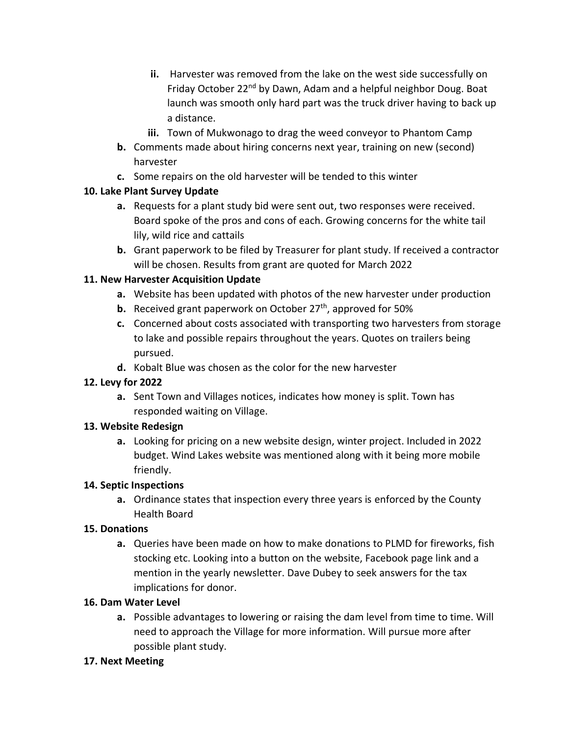- ii. Harvester was removed from the lake on the west side successfully on Friday October 22nd by Dawn, Adam and a helpful neighbor Doug. Boat launch was smooth only hard part was the truck driver having to back up a distance.
- iii. Town of Mukwonago to drag the weed conveyor to Phantom Camp

**b.** Comments made about hiring concerns next year, training on new (second) harvester

**c.** Some repairs on the old harvester will be tended to this winter

**10. Lake Plant Survey Update**

- **a.** Requests for a plant study bid were sent out, two responses were received. Board spoke of the pros and cons of each. Growing concerns for the white tail lily, wild rice and cattails
- **b.** Grant paperwork to be filed by Treasurer for plant study. If received a contractor will be chosen. Results from grant are quoted for March 2022

**11. New Harvester Acquisition Update**

- **a.** Website has been updated with photos of the new harvester under production
- **b.** Received grant paperwork on October 27th, approved for 50%
- **c.** Concerned about costs associated with transporting two harvesters from storage to lake and possible repairs throughout the years. Quotes on trailers being pursued.
- **d.** Kobalt Blue was chosen as the color for the new harvester

**12. Levy for 2022**

- **a.** Sent Town and Villages notices, indicates how money is split. Town has responded waiting on Village.

**13. Website Redesign**

- **a.** Looking for pricing on a new website design, winter project. Included in 2022 budget. Wind Lakes website was mentioned along with it being more mobile friendly.

**14. Septic Inspections**

- **a.** Ordinance states that inspection every three years is enforced by the County Health Board

**15. Donations**

- **a.** Queries have been made on how to make donations to PLMD for fireworks, fish stocking etc. Looking into a button on the website, Facebook page link and a mention in the yearly newsletter. Dave Dubey to seek answers for the tax implications for donor.

**16. Dam Water Level**

- **a.** Possible advantages to lowering or raising the dam level from time to time. Will need to approach the Village for more information. Will pursue more after possible plant study.

**17. Next Meeting**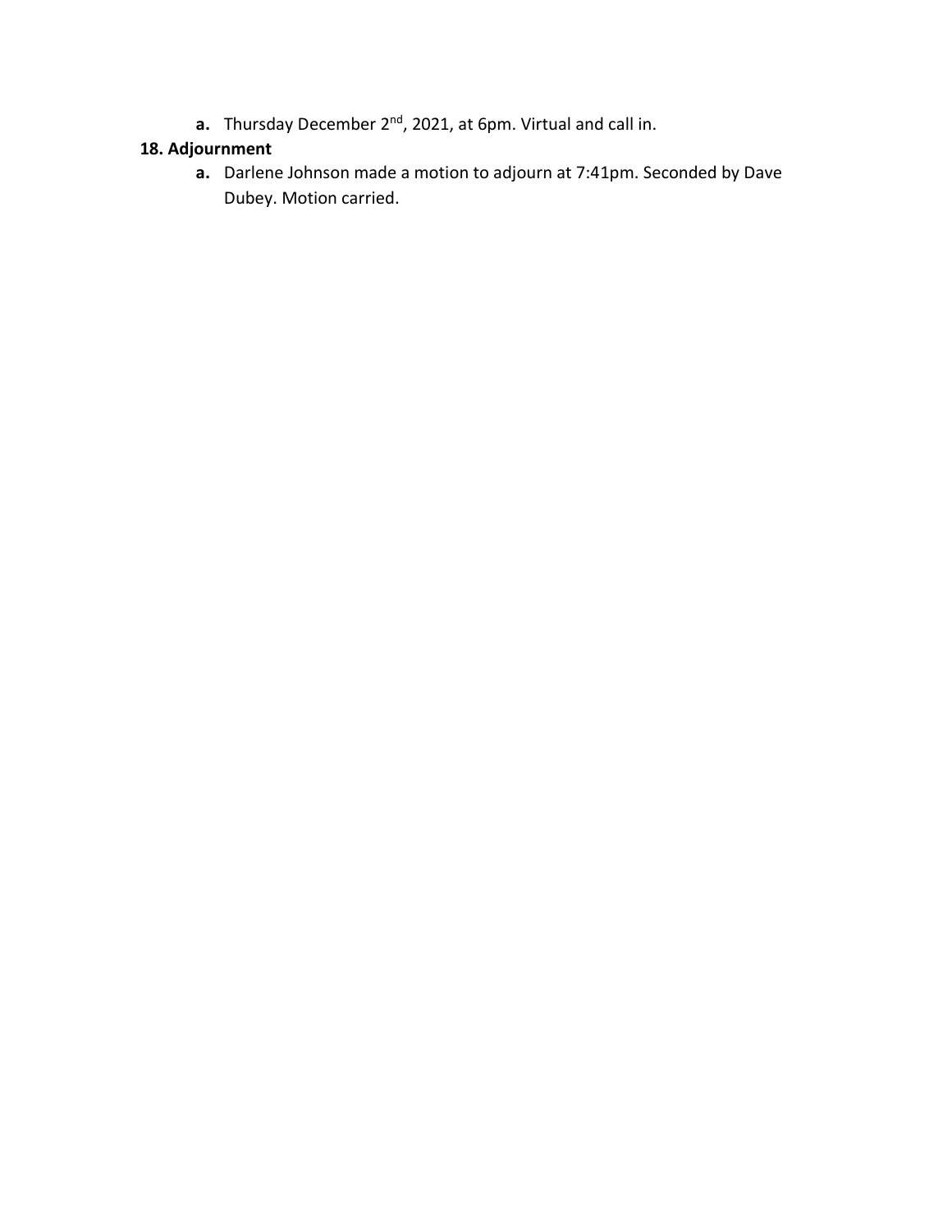a. Thursday December 2nd, 2021, at 6pm. Virtual and call in.

**18. Adjournment**

a. Darlene Johnson made a motion to adjourn at 7:41pm. Seconded by Dave Dubey. Motion carried.